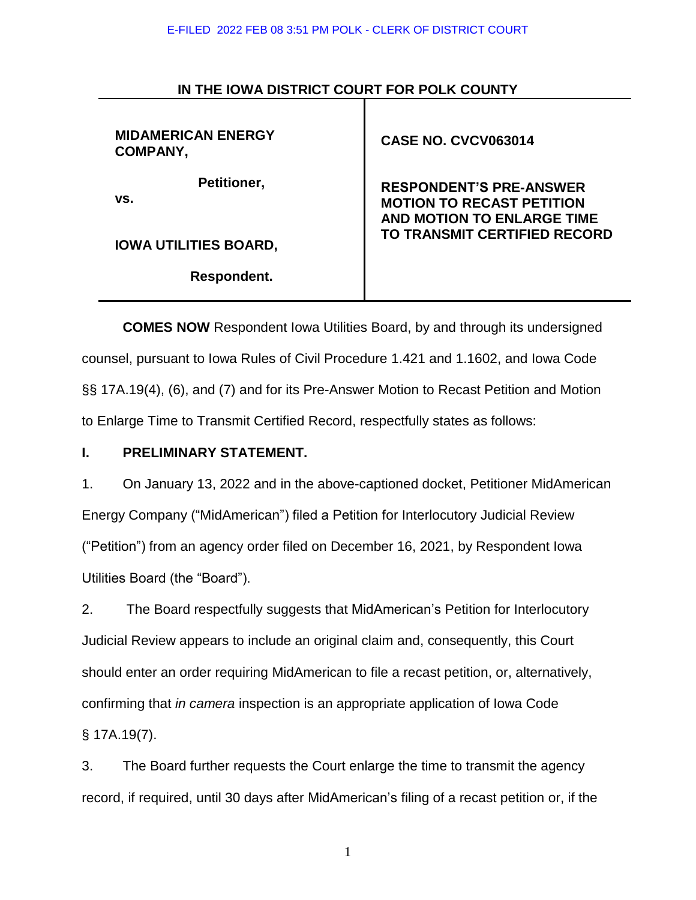E-FILED 2022 FEB 08 3:51 PM POLK - CLERK OF DISTRICT COURT

**IN THE IOWA DISTRICT COURT FOR POLK COUNTY**

| | |
|---|---|
| **MIDAMERICAN ENERGY COMPANY,**<br><br>**Petitioner,**<br><br>**vs.**<br><br>**IOWA UTILITIES BOARD,**<br><br>**Respondent.** | **CASE NO. CVCV063014**<br><br>**RESPONDENT'S PRE-ANSWER MOTION TO RECAST PETITION AND MOTION TO ENLARGE TIME TO TRANSMIT CERTIFIED RECORD** |

**COMES NOW** Respondent Iowa Utilities Board, by and through its undersigned counsel, pursuant to Iowa Rules of Civil Procedure 1.421 and 1.1602, and Iowa Code §§ 17A.19(4), (6), and (7) and for its Pre-Answer Motion to Recast Petition and Motion to Enlarge Time to Transmit Certified Record, respectfully states as follows:

## I. PRELIMINARY STATEMENT.

1. On January 13, 2022 and in the above-captioned docket, Petitioner MidAmerican Energy Company ("MidAmerican") filed a Petition for Interlocutory Judicial Review ("Petition") from an agency order filed on December 16, 2021, by Respondent Iowa Utilities Board (the "Board").

2. The Board respectfully suggests that MidAmerican's Petition for Interlocutory Judicial Review appears to include an original claim and, consequently, this Court should enter an order requiring MidAmerican to file a recast petition, or, alternatively, confirming that *in camera* inspection is an appropriate application of Iowa Code § 17A.19(7).

3. The Board further requests the Court enlarge the time to transmit the agency record, if required, until 30 days after MidAmerican's filing of a recast petition or, if the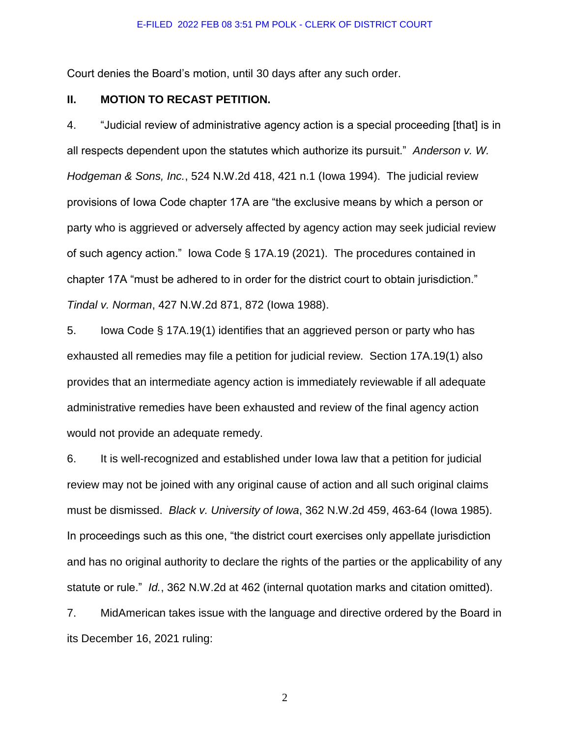Court denies the Board's motion, until 30 days after any such order.

## II. MOTION TO RECAST PETITION.

4. "Judicial review of administrative agency action is a special proceeding [that] is in all respects dependent upon the statutes which authorize its pursuit." *Anderson v. W. Hodgeman & Sons, Inc.*, 524 N.W.2d 418, 421 n.1 (Iowa 1994). The judicial review provisions of Iowa Code chapter 17A are "the exclusive means by which a person or party who is aggrieved or adversely affected by agency action may seek judicial review of such agency action." Iowa Code § 17A.19 (2021). The procedures contained in chapter 17A "must be adhered to in order for the district court to obtain jurisdiction." *Tindal v. Norman*, 427 N.W.2d 871, 872 (Iowa 1988).

5. Iowa Code § 17A.19(1) identifies that an aggrieved person or party who has exhausted all remedies may file a petition for judicial review. Section 17A.19(1) also provides that an intermediate agency action is immediately reviewable if all adequate administrative remedies have been exhausted and review of the final agency action would not provide an adequate remedy.

6. It is well-recognized and established under Iowa law that a petition for judicial review may not be joined with any original cause of action and all such original claims must be dismissed. *Black v. University of Iowa*, 362 N.W.2d 459, 463-64 (Iowa 1985). In proceedings such as this one, "the district court exercises only appellate jurisdiction and has no original authority to declare the rights of the parties or the applicability of any statute or rule." *Id.*, 362 N.W.2d at 462 (internal quotation marks and citation omitted).

7. MidAmerican takes issue with the language and directive ordered by the Board in its December 16, 2021 ruling: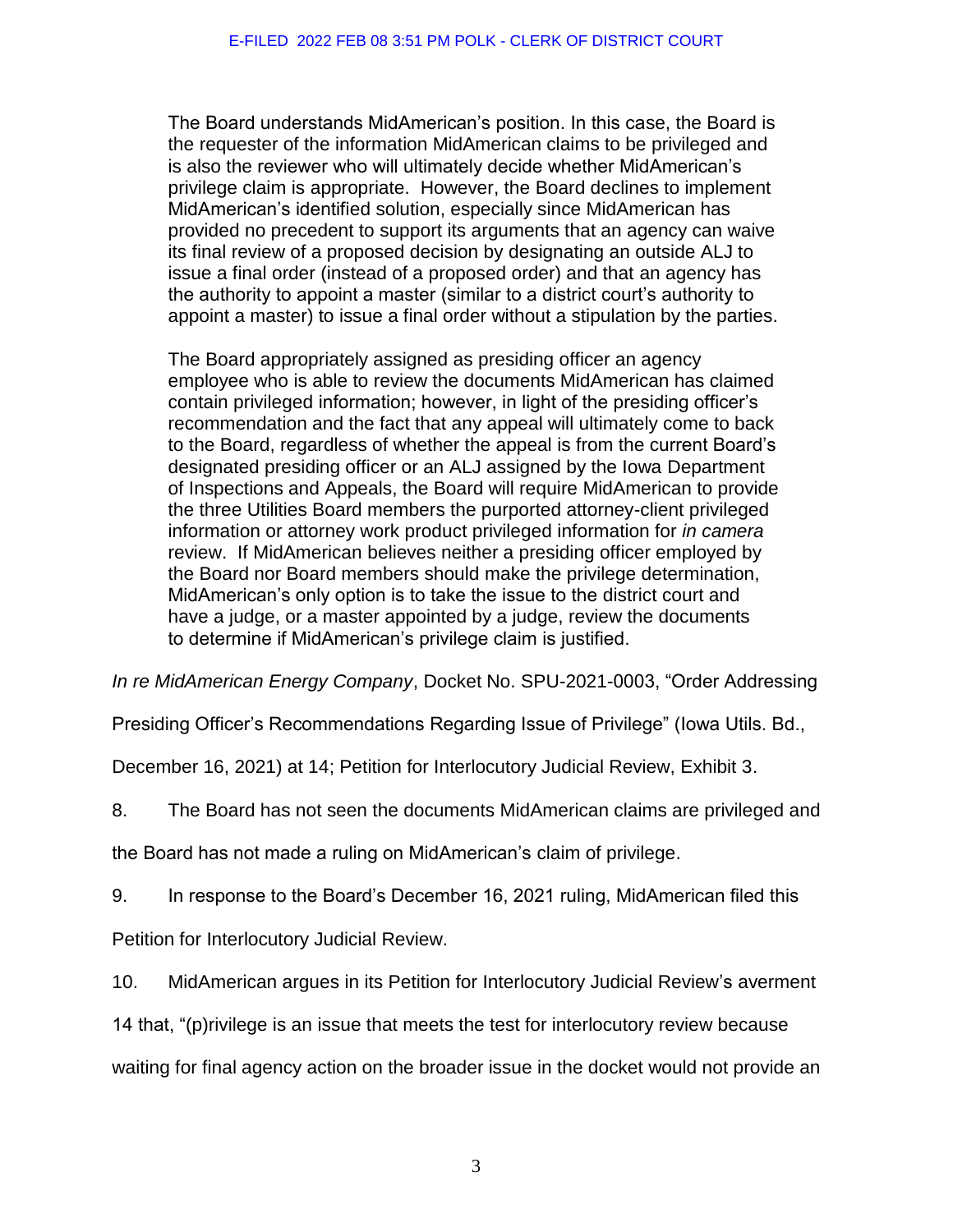> The Board understands MidAmerican's position. In this case, the Board is the requester of the information MidAmerican claims to be privileged and is also the reviewer who will ultimately decide whether MidAmerican's privilege claim is appropriate. However, the Board declines to implement MidAmerican's identified solution, especially since MidAmerican has provided no precedent to support its arguments that an agency can waive its final review of a proposed decision by designating an outside ALJ to issue a final order (instead of a proposed order) and that an agency has the authority to appoint a master (similar to a district court's authority to appoint a master) to issue a final order without a stipulation by the parties.
>
> The Board appropriately assigned as presiding officer an agency employee who is able to review the documents MidAmerican has claimed contain privileged information; however, in light of the presiding officer's recommendation and the fact that any appeal will ultimately come to back to the Board, regardless of whether the appeal is from the current Board's designated presiding officer or an ALJ assigned by the Iowa Department of Inspections and Appeals, the Board will require MidAmerican to provide the three Utilities Board members the purported attorney-client privileged information or attorney work product privileged information for *in camera* review. If MidAmerican believes neither a presiding officer employed by the Board nor Board members should make the privilege determination, MidAmerican's only option is to take the issue to the district court and have a judge, or a master appointed by a judge, review the documents to determine if MidAmerican's privilege claim is justified.

*In re MidAmerican Energy Company*, Docket No. SPU-2021-0003, "Order Addressing Presiding Officer's Recommendations Regarding Issue of Privilege" (Iowa Utils. Bd., December 16, 2021) at 14; Petition for Interlocutory Judicial Review, Exhibit 3.

8. The Board has not seen the documents MidAmerican claims are privileged and the Board has not made a ruling on MidAmerican's claim of privilege.

9. In response to the Board's December 16, 2021 ruling, MidAmerican filed this Petition for Interlocutory Judicial Review.

10. MidAmerican argues in its Petition for Interlocutory Judicial Review's averment 14 that, "(p)rivilege is an issue that meets the test for interlocutory review because waiting for final agency action on the broader issue in the docket would not provide an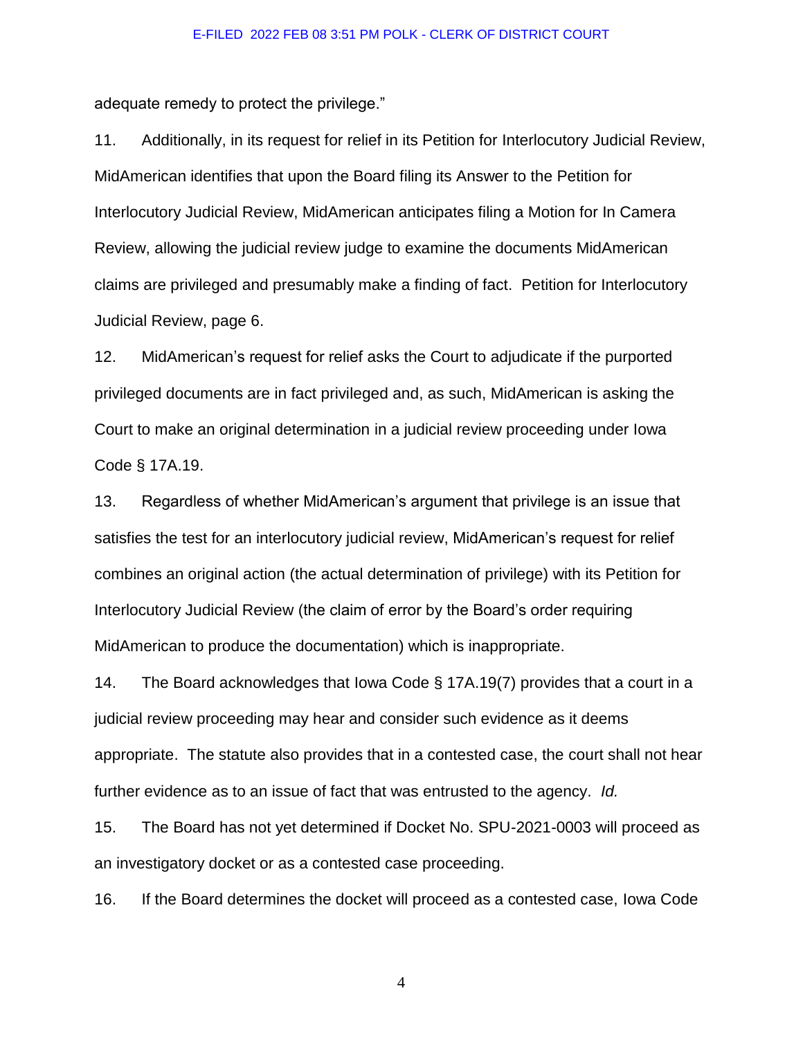adequate remedy to protect the privilege."

11. Additionally, in its request for relief in its Petition for Interlocutory Judicial Review, MidAmerican identifies that upon the Board filing its Answer to the Petition for Interlocutory Judicial Review, MidAmerican anticipates filing a Motion for In Camera Review, allowing the judicial review judge to examine the documents MidAmerican claims are privileged and presumably make a finding of fact. Petition for Interlocutory Judicial Review, page 6.

12. MidAmerican's request for relief asks the Court to adjudicate if the purported privileged documents are in fact privileged and, as such, MidAmerican is asking the Court to make an original determination in a judicial review proceeding under Iowa Code § 17A.19.

13. Regardless of whether MidAmerican's argument that privilege is an issue that satisfies the test for an interlocutory judicial review, MidAmerican's request for relief combines an original action (the actual determination of privilege) with its Petition for Interlocutory Judicial Review (the claim of error by the Board's order requiring MidAmerican to produce the documentation) which is inappropriate.

14. The Board acknowledges that Iowa Code § 17A.19(7) provides that a court in a judicial review proceeding may hear and consider such evidence as it deems appropriate. The statute also provides that in a contested case, the court shall not hear further evidence as to an issue of fact that was entrusted to the agency. *Id.*

15. The Board has not yet determined if Docket No. SPU-2021-0003 will proceed as an investigatory docket or as a contested case proceeding.

16. If the Board determines the docket will proceed as a contested case, Iowa Code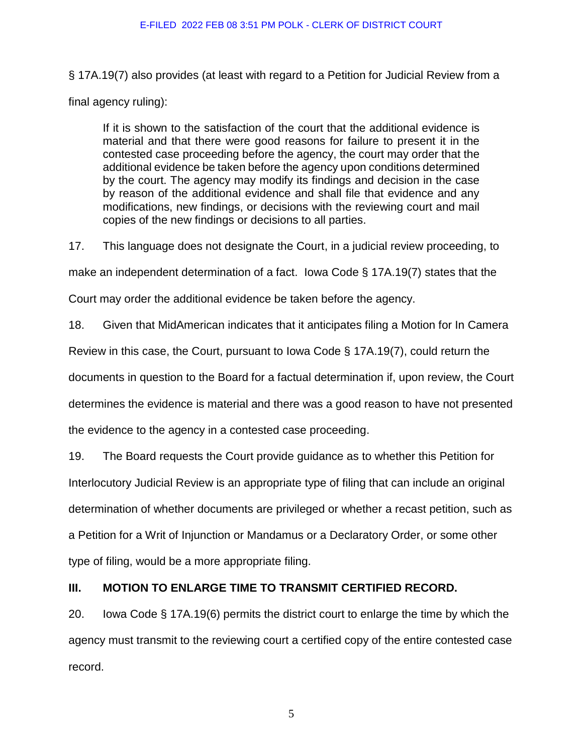§ 17A.19(7) also provides (at least with regard to a Petition for Judicial Review from a final agency ruling):

> If it is shown to the satisfaction of the court that the additional evidence is material and that there were good reasons for failure to present it in the contested case proceeding before the agency, the court may order that the additional evidence be taken before the agency upon conditions determined by the court. The agency may modify its findings and decision in the case by reason of the additional evidence and shall file that evidence and any modifications, new findings, or decisions with the reviewing court and mail copies of the new findings or decisions to all parties.

17. This language does not designate the Court, in a judicial review proceeding, to make an independent determination of a fact. Iowa Code § 17A.19(7) states that the Court may order the additional evidence be taken before the agency.

18. Given that MidAmerican indicates that it anticipates filing a Motion for In Camera Review in this case, the Court, pursuant to Iowa Code § 17A.19(7), could return the documents in question to the Board for a factual determination if, upon review, the Court determines the evidence is material and there was a good reason to have not presented the evidence to the agency in a contested case proceeding.

19. The Board requests the Court provide guidance as to whether this Petition for Interlocutory Judicial Review is an appropriate type of filing that can include an original determination of whether documents are privileged or whether a recast petition, such as a Petition for a Writ of Injunction or Mandamus or a Declaratory Order, or some other type of filing, would be a more appropriate filing.

## III. MOTION TO ENLARGE TIME TO TRANSMIT CERTIFIED RECORD.

20. Iowa Code § 17A.19(6) permits the district court to enlarge the time by which the agency must transmit to the reviewing court a certified copy of the entire contested case record.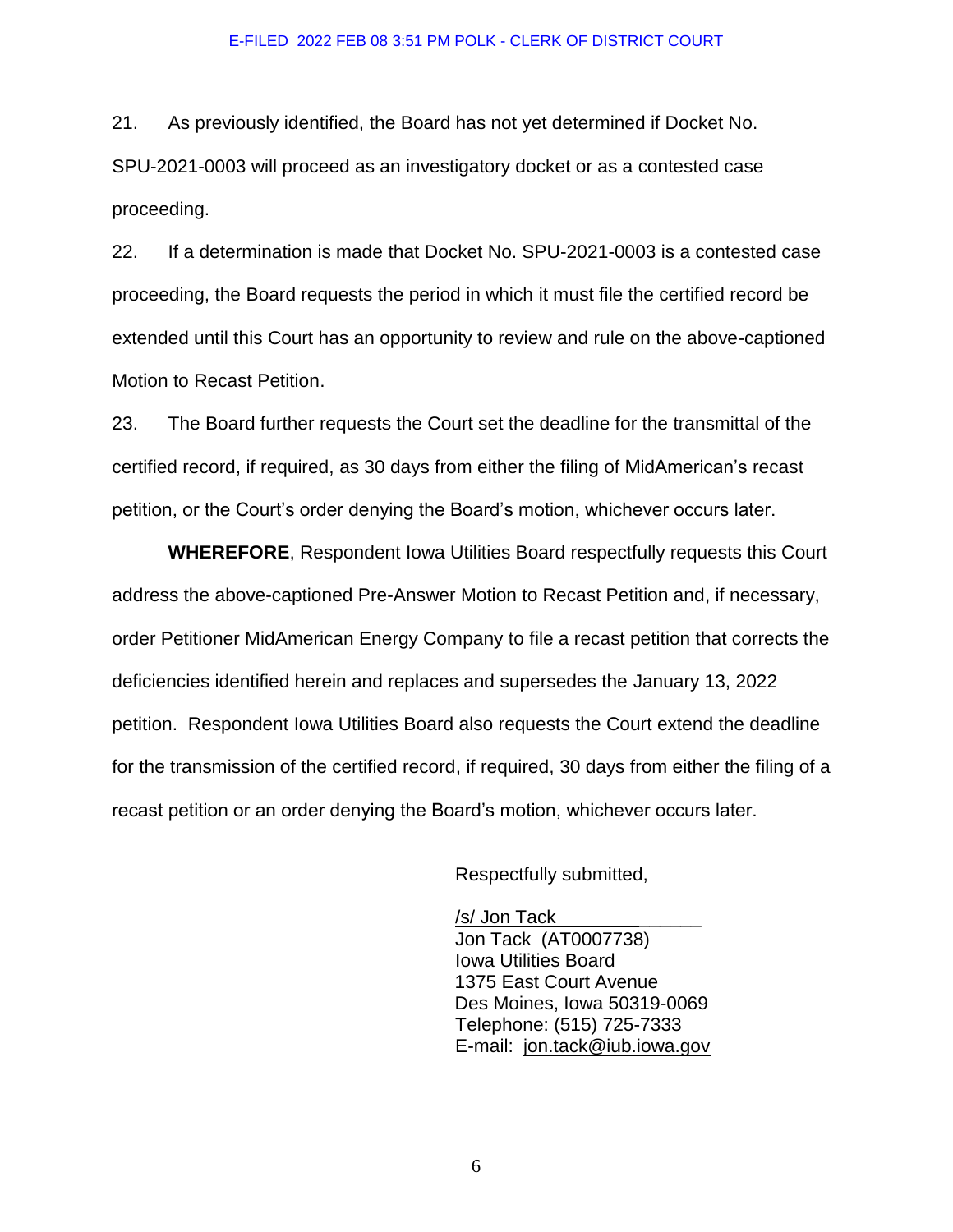21. As previously identified, the Board has not yet determined if Docket No. SPU-2021-0003 will proceed as an investigatory docket or as a contested case proceeding.

22. If a determination is made that Docket No. SPU-2021-0003 is a contested case proceeding, the Board requests the period in which it must file the certified record be extended until this Court has an opportunity to review and rule on the above-captioned Motion to Recast Petition.

23. The Board further requests the Court set the deadline for the transmittal of the certified record, if required, as 30 days from either the filing of MidAmerican's recast petition, or the Court's order denying the Board's motion, whichever occurs later.

**WHEREFORE**, Respondent Iowa Utilities Board respectfully requests this Court address the above-captioned Pre-Answer Motion to Recast Petition and, if necessary, order Petitioner MidAmerican Energy Company to file a recast petition that corrects the deficiencies identified herein and replaces and supersedes the January 13, 2022 petition. Respondent Iowa Utilities Board also requests the Court extend the deadline for the transmission of the certified record, if required, 30 days from either the filing of a recast petition or an order denying the Board's motion, whichever occurs later.

Respectfully submitted,

/s/ Jon Tack
Jon Tack (AT0007738)
Iowa Utilities Board
1375 East Court Avenue
Des Moines, Iowa 50319-0069
Telephone: (515) 725-7333
E-mail: jon.tack@iub.iowa.gov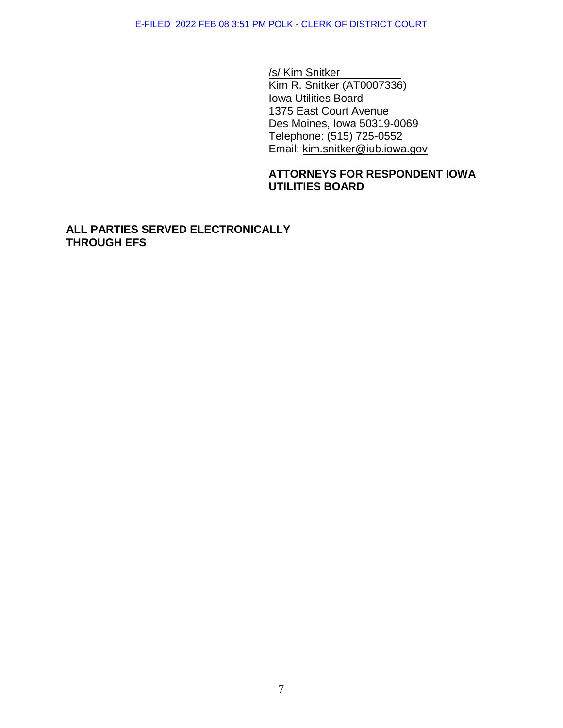/s/ Kim Snitker
Kim R. Snitker (AT0007336)
Iowa Utilities Board
1375 East Court Avenue
Des Moines, Iowa 50319-0069
Telephone: (515) 725-0552
Email: kim.snitker@iub.iowa.gov

**ATTORNEYS FOR RESPONDENT IOWA UTILITIES BOARD**

**ALL PARTIES SERVED ELECTRONICALLY THROUGH EFS**